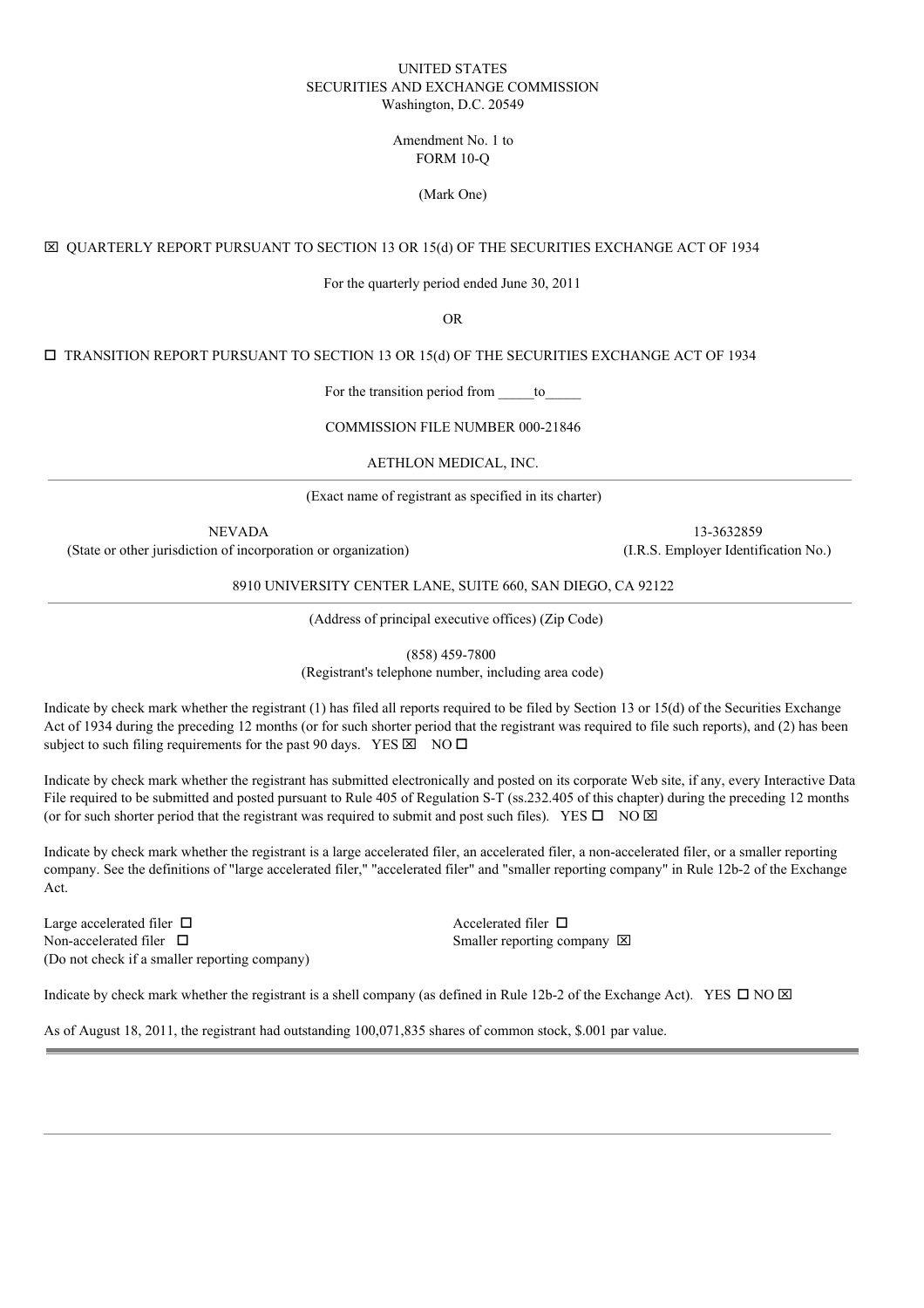UNITED STATES
SECURITIES AND EXCHANGE COMMISSION
Washington, D.C. 20549

Amendment No. 1 to
FORM 10-Q

(Mark One)

☒ QUARTERLY REPORT PURSUANT TO SECTION 13 OR 15(d) OF THE SECURITIES EXCHANGE ACT OF 1934

For the quarterly period ended June 30, 2011

OR

☐ TRANSITION REPORT PURSUANT TO SECTION 13 OR 15(d) OF THE SECURITIES EXCHANGE ACT OF 1934

For the transition period from _____to_____

COMMISSION FILE NUMBER 000-21846

AETHLON MEDICAL, INC.

(Exact name of registrant as specified in its charter)

| NEVADA | 13-3632859 |
|---|---|
| (State or other jurisdiction of incorporation or organization) | (I.R.S. Employer Identification No.) |

8910 UNIVERSITY CENTER LANE, SUITE 660, SAN DIEGO, CA 92122

(Address of principal executive offices) (Zip Code)

(858) 459-7800
(Registrant's telephone number, including area code)

Indicate by check mark whether the registrant (1) has filed all reports required to be filed by Section 13 or 15(d) of the Securities Exchange Act of 1934 during the preceding 12 months (or for such shorter period that the registrant was required to file such reports), and (2) has been subject to such filing requirements for the past 90 days. YES ☒ NO ☐

Indicate by check mark whether the registrant has submitted electronically and posted on its corporate Web site, if any, every Interactive Data File required to be submitted and posted pursuant to Rule 405 of Regulation S-T (ss.232.405 of this chapter) during the preceding 12 months (or for such shorter period that the registrant was required to submit and post such files). YES ☐ NO ☒

Indicate by check mark whether the registrant is a large accelerated filer, an accelerated filer, a non-accelerated filer, or a smaller reporting company. See the definitions of "large accelerated filer," "accelerated filer" and "smaller reporting company" in Rule 12b-2 of the Exchange Act.

| | |
|---|---|
| Large accelerated filer ☐ | Accelerated filer ☐ |
| Non-accelerated filer ☐ (Do not check if a smaller reporting company) | Smaller reporting company ☒ |

Indicate by check mark whether the registrant is a shell company (as defined in Rule 12b-2 of the Exchange Act). YES ☐ NO ☒

As of August 18, 2011, the registrant had outstanding 100,071,835 shares of common stock, $.001 par value.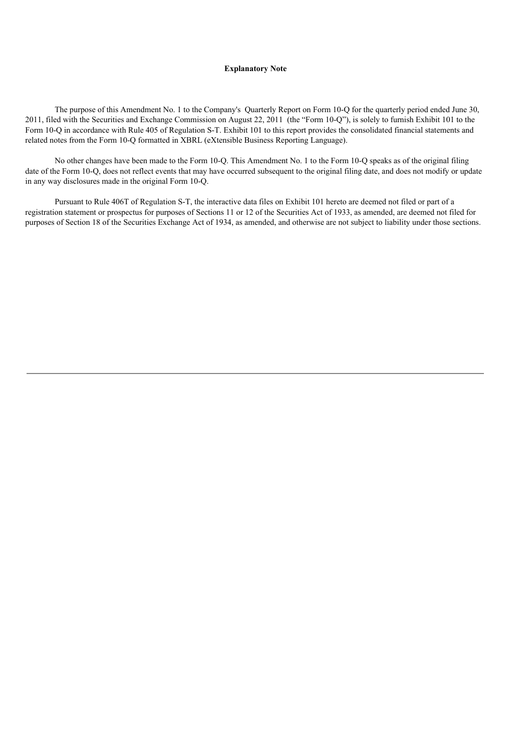**Explanatory Note**

The purpose of this Amendment No. 1 to the Company's Quarterly Report on Form 10-Q for the quarterly period ended June 30, 2011, filed with the Securities and Exchange Commission on August 22, 2011 (the "Form 10-Q"), is solely to furnish Exhibit 101 to the Form 10-Q in accordance with Rule 405 of Regulation S-T. Exhibit 101 to this report provides the consolidated financial statements and related notes from the Form 10-Q formatted in XBRL (eXtensible Business Reporting Language).

No other changes have been made to the Form 10-Q. This Amendment No. 1 to the Form 10-Q speaks as of the original filing date of the Form 10-Q, does not reflect events that may have occurred subsequent to the original filing date, and does not modify or update in any way disclosures made in the original Form 10-Q.

Pursuant to Rule 406T of Regulation S-T, the interactive data files on Exhibit 101 hereto are deemed not filed or part of a registration statement or prospectus for purposes of Sections 11 or 12 of the Securities Act of 1933, as amended, are deemed not filed for purposes of Section 18 of the Securities Exchange Act of 1934, as amended, and otherwise are not subject to liability under those sections.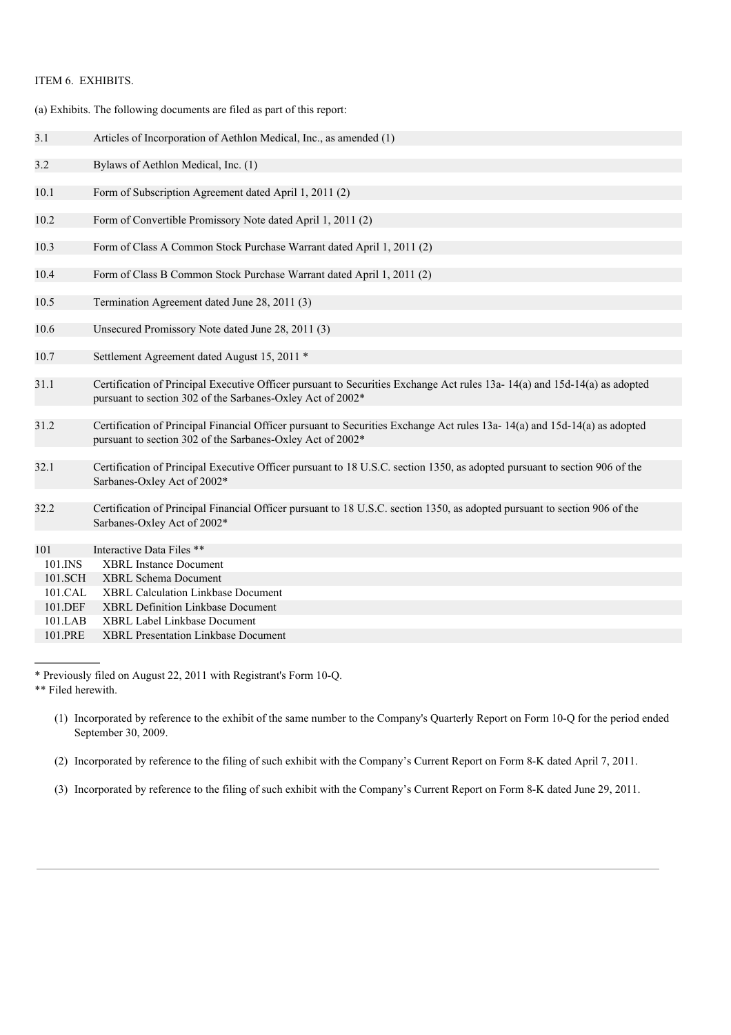ITEM 6. EXHIBITS.

(a) Exhibits. The following documents are filed as part of this report:

| | |
|---|---|
| 3.1 | Articles of Incorporation of Aethlon Medical, Inc., as amended (1) |
| 3.2 | Bylaws of Aethlon Medical, Inc. (1) |
| 10.1 | Form of Subscription Agreement dated April 1, 2011 (2) |
| 10.2 | Form of Convertible Promissory Note dated April 1, 2011 (2) |
| 10.3 | Form of Class A Common Stock Purchase Warrant dated April 1, 2011 (2) |
| 10.4 | Form of Class B Common Stock Purchase Warrant dated April 1, 2011 (2) |
| 10.5 | Termination Agreement dated June 28, 2011 (3) |
| 10.6 | Unsecured Promissory Note dated June 28, 2011 (3) |
| 10.7 | Settlement Agreement dated August 15, 2011 * |
| 31.1 | Certification of Principal Executive Officer pursuant to Securities Exchange Act rules 13a- 14(a) and 15d-14(a) as adopted pursuant to section 302 of the Sarbanes-Oxley Act of 2002* |
| 31.2 | Certification of Principal Financial Officer pursuant to Securities Exchange Act rules 13a- 14(a) and 15d-14(a) as adopted pursuant to section 302 of the Sarbanes-Oxley Act of 2002* |
| 32.1 | Certification of Principal Executive Officer pursuant to 18 U.S.C. section 1350, as adopted pursuant to section 906 of the Sarbanes-Oxley Act of 2002* |
| 32.2 | Certification of Principal Financial Officer pursuant to 18 U.S.C. section 1350, as adopted pursuant to section 906 of the Sarbanes-Oxley Act of 2002* |
| 101 | Interactive Data Files ** |
| 101.INS | XBRL Instance Document |
| 101.SCH | XBRL Schema Document |
| 101.CAL | XBRL Calculation Linkbase Document |
| 101.DEF | XBRL Definition Linkbase Document |
| 101.LAB | XBRL Label Linkbase Document |
| 101.PRE | XBRL Presentation Linkbase Document |

---

* Previously filed on August 22, 2011 with Registrant's Form 10-Q.

** Filed herewith.

(1) Incorporated by reference to the exhibit of the same number to the Company's Quarterly Report on Form 10-Q for the period ended September 30, 2009.

(2) Incorporated by reference to the filing of such exhibit with the Company's Current Report on Form 8-K dated April 7, 2011.

(3) Incorporated by reference to the filing of such exhibit with the Company's Current Report on Form 8-K dated June 29, 2011.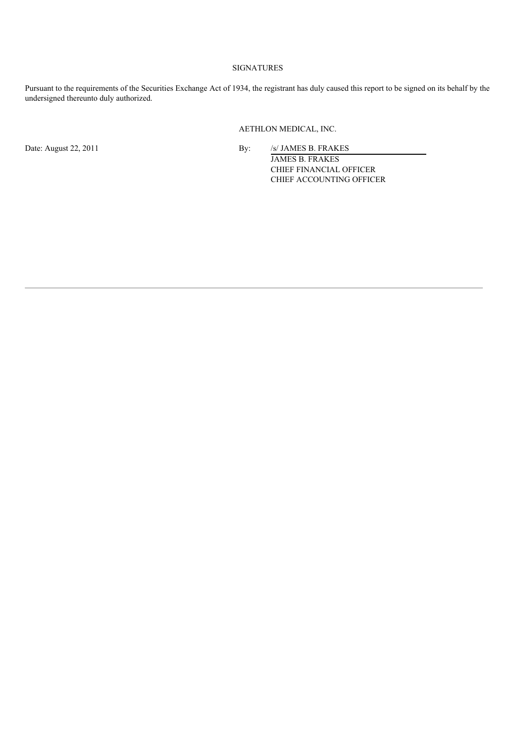SIGNATURES

Pursuant to the requirements of the Securities Exchange Act of 1934, the registrant has duly caused this report to be signed on its behalf by the undersigned thereunto duly authorized.

AETHLON MEDICAL, INC.

Date: August 22, 2011

By: /s/ JAMES B. FRAKES
JAMES B. FRAKES
CHIEF FINANCIAL OFFICER
CHIEF ACCOUNTING OFFICER